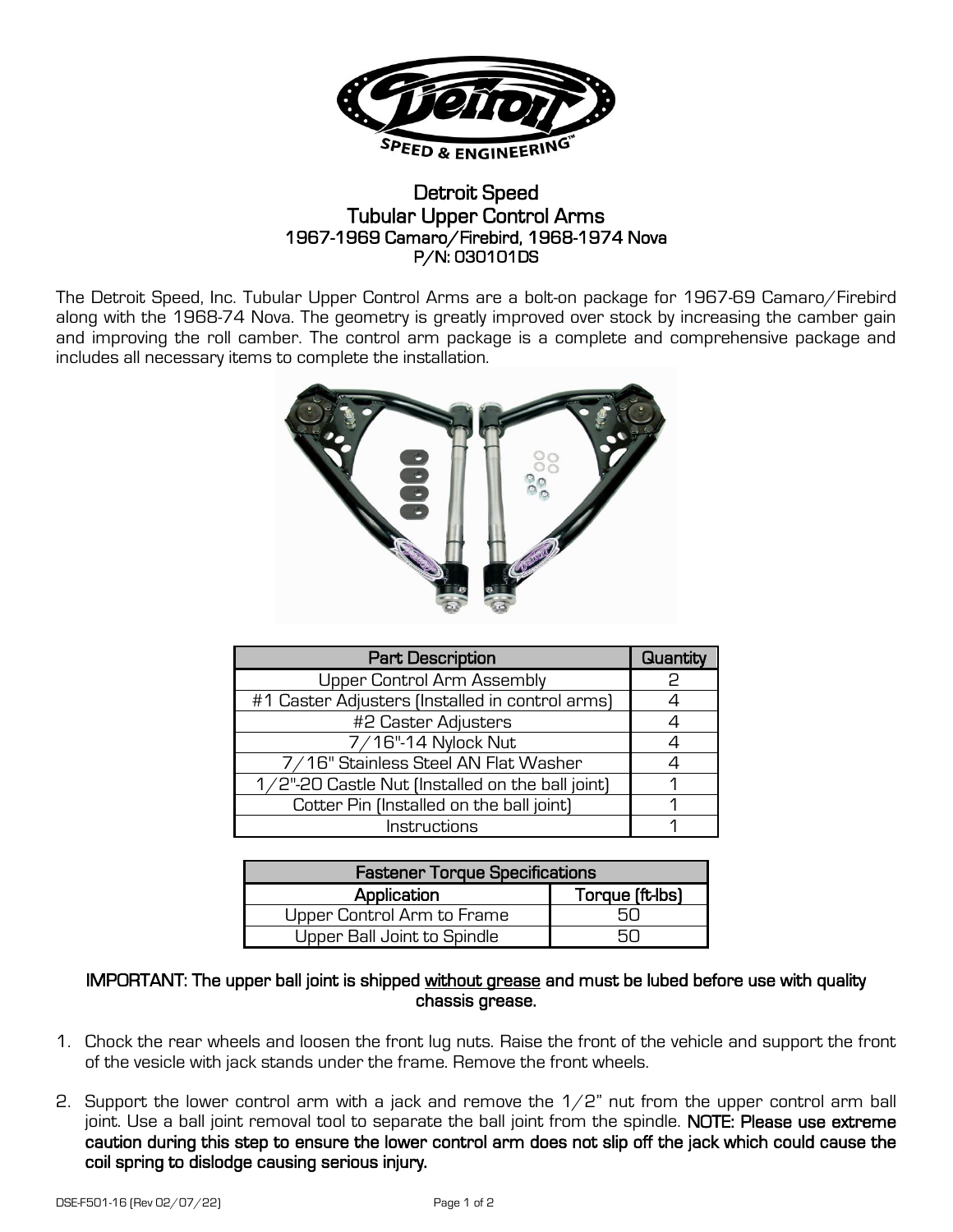# Detroit Speed
## Tubular Upper Control Arms
### 1967-1969 Camaro/Firebird, 1968-1974 Nova
### P/N: 030101DS

The Detroit Speed, Inc. Tubular Upper Control Arms are a bolt-on package for 1967-69 Camaro/Firebird along with the 1968-74 Nova. The geometry is greatly improved over stock by increasing the camber gain and improving the roll camber. The control arm package is a complete and comprehensive package and includes all necessary items to complete the installation.

| Part Description | Quantity |
|---|---|
| Upper Control Arm Assembly | 2 |
| #1 Caster Adjusters (Installed in control arms) | 4 |
| #2 Caster Adjusters | 4 |
| 7/16"-14 Nylock Nut | 4 |
| 7/16" Stainless Steel AN Flat Washer | 4 |
| 1/2"-20 Castle Nut (Installed on the ball joint) | 1 |
| Cotter Pin (Installed on the ball joint) | 1 |
| Instructions | 1 |

| Fastener Torque Specifications | |
|---|---|
| **Application** | **Torque (ft-lbs)** |
| Upper Control Arm to Frame | 50 |
| Upper Ball Joint to Spindle | 50 |

**IMPORTANT: The upper ball joint is shipped without grease and must be lubed before use with quality chassis grease.**

1. Chock the rear wheels and loosen the front lug nuts. Raise the front of the vehicle and support the front of the vesicle with jack stands under the frame. Remove the front wheels.

2. Support the lower control arm with a jack and remove the 1/2" nut from the upper control arm ball joint. Use a ball joint removal tool to separate the ball joint from the spindle. **NOTE: Please use extreme caution during this step to ensure the lower control arm does not slip off the jack which could cause the coil spring to dislodge causing serious injury.**

DSE-F501-16 (Rev 02/07/22)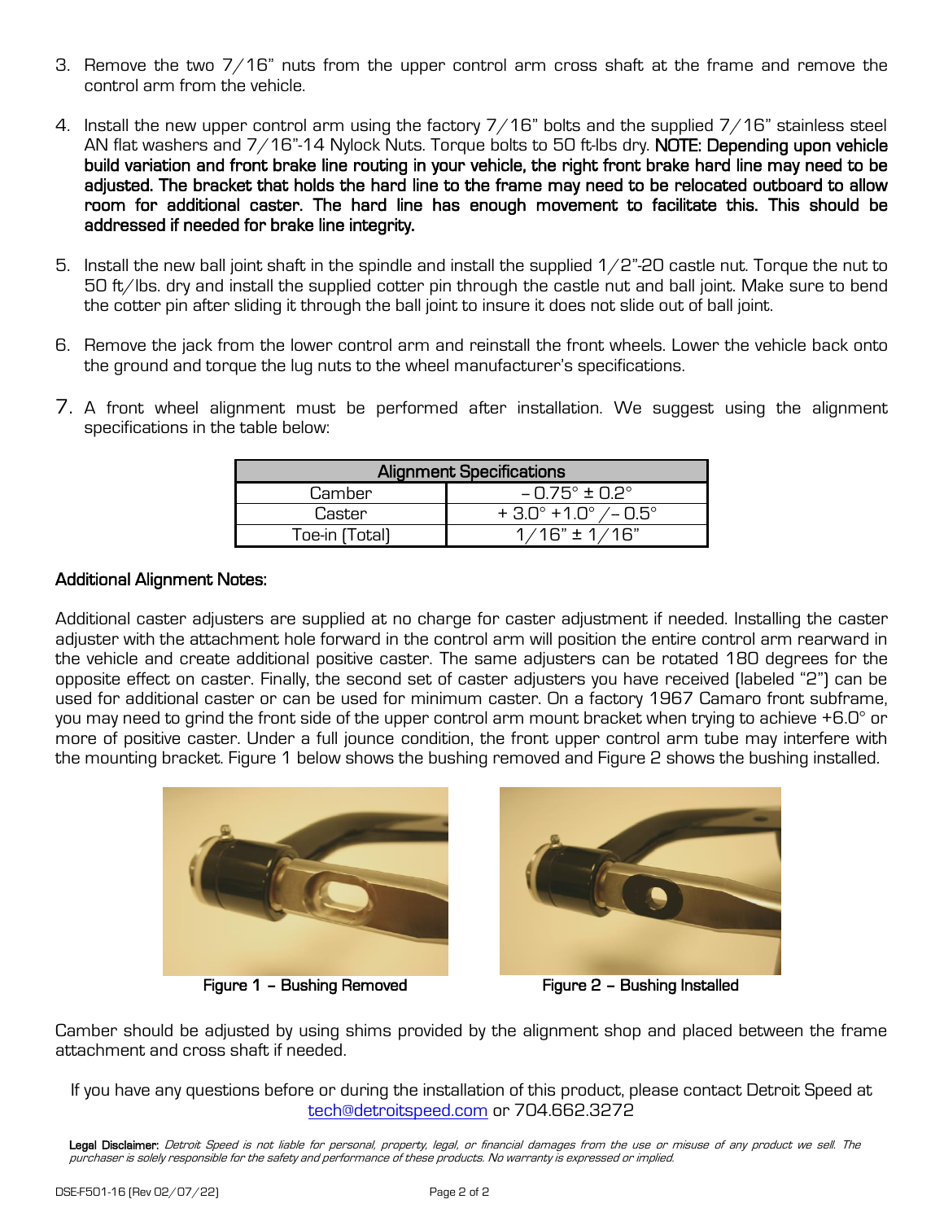3. Remove the two 7/16" nuts from the upper control arm cross shaft at the frame and remove the control arm from the vehicle.

4. Install the new upper control arm using the factory 7/16" bolts and the supplied 7/16" stainless steel AN flat washers and 7/16"-14 Nylock Nuts. Torque bolts to 50 ft-lbs dry. **NOTE: Depending upon vehicle build variation and front brake line routing in your vehicle, the right front brake hard line may need to be adjusted. The bracket that holds the hard line to the frame may need to be relocated outboard to allow room for additional caster. The hard line has enough movement to facilitate this. This should be addressed if needed for brake line integrity.**

5. Install the new ball joint shaft in the spindle and install the supplied 1/2"-20 castle nut. Torque the nut to 50 ft/lbs. dry and install the supplied cotter pin through the castle nut and ball joint. Make sure to bend the cotter pin after sliding it through the ball joint to insure it does not slide out of ball joint.

6. Remove the jack from the lower control arm and reinstall the front wheels. Lower the vehicle back onto the ground and torque the lug nuts to the wheel manufacturer's specifications.

7. A front wheel alignment must be performed after installation. We suggest using the alignment specifications in the table below:

| Alignment Specifications | |
|---|---|
| Camber | – 0.75° ± 0.2° |
| Caster | + 3.0° +1.0° /– 0.5° |
| Toe-in (Total) | 1/16" ± 1/16" |

**Additional Alignment Notes:**

Additional caster adjusters are supplied at no charge for caster adjustment if needed. Installing the caster adjuster with the attachment hole forward in the control arm will position the entire control arm rearward in the vehicle and create additional positive caster. The same adjusters can be rotated 180 degrees for the opposite effect on caster. Finally, the second set of caster adjusters you have received (labeled "2") can be used for additional caster or can be used for minimum caster. On a factory 1967 Camaro front subframe, you may need to grind the front side of the upper control arm mount bracket when trying to achieve +6.0° or more of positive caster. Under a full jounce condition, the front upper control arm tube may interfere with the mounting bracket. Figure 1 below shows the bushing removed and Figure 2 shows the bushing installed.

Figure 1 – Bushing Removed

Figure 2 – Bushing Installed

Camber should be adjusted by using shims provided by the alignment shop and placed between the frame attachment and cross shaft if needed.

If you have any questions before or during the installation of this product, please contact Detroit Speed at tech@detroitspeed.com or 704.662.3272

**Legal Disclaimer:** *Detroit Speed is not liable for personal, property, legal, or financial damages from the use or misuse of any product we sell. The purchaser is solely responsible for the safety and performance of these products. No warranty is expressed or implied.*

DSE-F501-16 (Rev 02/07/22)